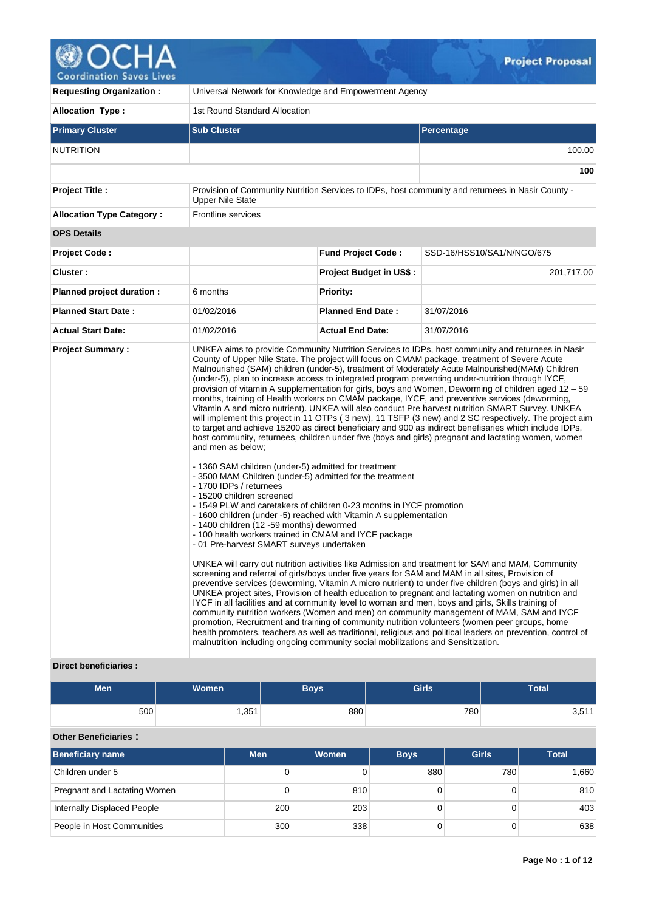# OCHA Coordination Saves Lives — Project Proposal

| | |
|---|---|
| **Requesting Organization :** | Universal Network for Knowledge and Empowerment Agency |
| **Allocation Type :** | 1st Round Standard Allocation |

| Primary Cluster | Sub Cluster | Percentage |
|---|---|---|
| NUTRITION | | 100.00 |
| | | **100** |

| | |
|---|---|
| **Project Title :** | Provision of Community Nutrition Services to IDPs, host community and returnees in Nasir County - Upper Nile State |
| **Allocation Type Category :** | Frontline services |

**OPS Details**

| | | | |
|---|---|---|---|
| **Project Code :** | | **Fund Project Code :** | SSD-16/HSS10/SA1/N/NGO/675 |
| **Cluster :** | | **Project Budget in US$ :** | 201,717.00 |
| **Planned project duration :** | 6 months | **Priority:** | |
| **Planned Start Date :** | 01/02/2016 | **Planned End Date :** | 31/07/2016 |
| **Actual Start Date:** | 01/02/2016 | **Actual End Date:** | 31/07/2016 |

**Project Summary :**

UNKEA aims to provide Community Nutrition Services to IDPs, host community and returnees in Nasir County of Upper Nile State. The project will focus on CMAM package, treatment of Severe Acute Malnourished(SAM) children (under-5), treatment of Moderately Acute Malnourished(MAM) Children (under-5), plan to increase access to integrated program preventing under-nutrition through IYCF, provision of vitamin A supplementation for girls, boys and Women, Deworming of children aged 12 – 59 months, training of Health workers on CMAM package, IYCF, and preventive services (deworming, Vitamin A and micro nutrient). UNKEA will also conduct Pre harvest nutrition SMART Survey. UNKEA will implement this project in 11 OTPs ( 3 new), 11 TSFP (3 new) and 2 SC respectively. The project aim to target and achieve 15200 as direct beneficiary and 900 as indirect benefisaries which include IDPs, host community, returnees, children under five (boys and girls) pregnant and lactating women, women and men as below;

- 1360 SAM children (under-5) admitted for treatment
- 3500 MAM Children (under-5) admitted for the treatment
- 1700 IDPs / returnees
- 15200 children screened
- 1549 PLW and caretakers of children 0-23 months in IYCF promotion
- 1600 children (under -5) reached with Vitamin A supplementation
- 1400 children (12 -59 months) dewormed
- 100 health workers trained in CMAM and IYCF package
- 01 Pre-harvest SMART surveys undertaken

UNKEA will carry out nutrition activities like Admission and treatment for SAM and MAM, Community screening and referral of girls/boys under five years for SAM and MAM in all sites, Provision of preventive services (deworming, Vitamin A micro nutrient) to under five children (boys and girls) in all UNKEA project sites, Provision of health education to pregnant and lactating women on nutrition and IYCF in all facilities and at community level to woman and men, boys and girls, Skills training of community nutrition workers (Women and men) on community management of MAM, SAM and IYCF promotion, Recruitment and training of community nutrition volunteers (women peer groups, home health promoters, teachers as well as traditional, religious and political leaders on prevention, control of malnutrition including ongoing community social mobilizations and Sensitization.

**Direct beneficiaries :**

| Men | Women | Boys | Girls | Total |
|---|---|---|---|---|
| 500 | 1,351 | 880 | 780 | 3,511 |

**Other Beneficiaries :**

| Beneficiary name | Men | Women | Boys | Girls | Total |
|---|---|---|---|---|---|
| Children under 5 | 0 | 0 | 880 | 780 | 1,660 |
| Pregnant and Lactating Women | 0 | 810 | 0 | 0 | 810 |
| Internally Displaced People | 200 | 203 | 0 | 0 | 403 |
| People in Host Communities | 300 | 338 | 0 | 0 | 638 |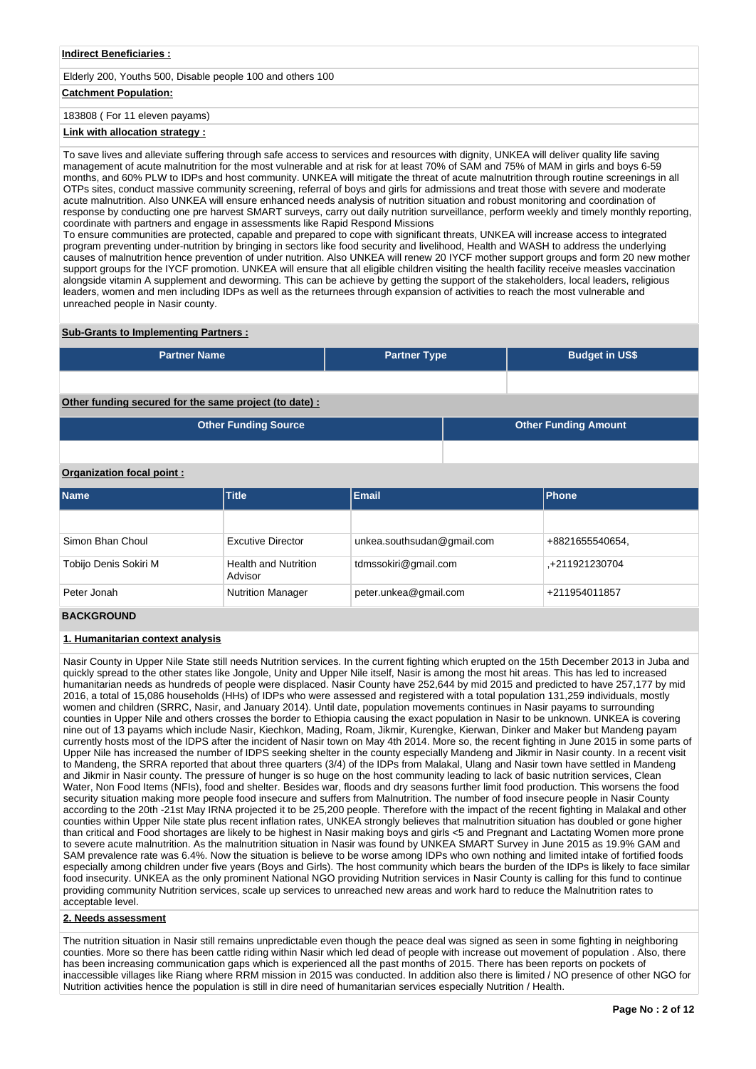**Indirect Beneficiaries :**

Elderly 200, Youths 500, Disable people 100 and others 100

**Catchment Population:**

183808 ( For 11 eleven payams)

**Link with allocation strategy :**

To save lives and alleviate suffering through safe access to services and resources with dignity, UNKEA will deliver quality life saving management of acute malnutrition for the most vulnerable and at risk for at least 70% of SAM and 75% of MAM in girls and boys 6-59 months, and 60% PLW to IDPs and host community. UNKEA will mitigate the threat of acute malnutrition through routine screenings in all OTPs sites, conduct massive community screening, referral of boys and girls for admissions and treat those with severe and moderate acute malnutrition. Also UNKEA will ensure enhanced needs analysis of nutrition situation and robust monitoring and coordination of response by conducting one pre harvest SMART surveys, carry out daily nutrition surveillance, perform weekly and timely monthly reporting, coordinate with partners and engage in assessments like Rapid Respond Missions
To ensure communities are protected, capable and prepared to cope with significant threats, UNKEA will increase access to integrated program preventing under-nutrition by bringing in sectors like food security and livelihood, Health and WASH to address the underlying causes of malnutrition hence prevention of under nutrition. Also UNKEA will renew 20 IYCF mother support groups and form 20 new mother support groups for the IYCF promotion. UNKEA will ensure that all eligible children visiting the health facility receive measles vaccination alongside vitamin A supplement and deworming. This can be achieve by getting the support of the stakeholders, local leaders, religious leaders, women and men including IDPs as well as the returnees through expansion of activities to reach the most vulnerable and unreached people in Nasir county.

**Sub-Grants to Implementing Partners :**

| Partner Name | Partner Type | Budget in US$ |
|---|---|---|
| | | |

**Other funding secured for the same project (to date) :**

| Other Funding Source | Other Funding Amount |
|---|---|
| | |

**Organization focal point :**

| Name | Title | Email | Phone |
|---|---|---|---|
| | | | |
| Simon Bhan Choul | Excutive Director | unkea.southsudan@gmail.com | +8821655540654, |
| Tobijo Denis Sokiri M | Health and Nutrition Advisor | tdmssokiri@gmail.com | ,+211921230704 |
| Peter Jonah | Nutrition Manager | peter.unkea@gmail.com | +211954011857 |

## BACKGROUND

**1. Humanitarian context analysis**

Nasir County in Upper Nile State still needs Nutrition services. In the current fighting which erupted on the 15th December 2013 in Juba and quickly spread to the other states like Jongole, Unity and Upper Nile itself, Nasir is among the most hit areas. This has led to increased humanitarian needs as hundreds of people were displaced. Nasir County have 252,644 by mid 2015 and predicted to have 257,177 by mid 2016, a total of 15,086 households (HHs) of IDPs who were assessed and registered with a total population 131,259 individuals, mostly women and children (SRRC, Nasir, and January 2014). Until date, population movements continues in Nasir payams to surrounding counties in Upper Nile and others crosses the border to Ethiopia causing the exact population in Nasir to be unknown. UNKEA is covering nine out of 13 payams which include Nasir, Kiechkon, Mading, Roam, Jikmir, Kurengke, Kierwan, Dinker and Maker but Mandeng payam currently hosts most of the IDPS after the incident of Nasir town on May 4th 2014. More so, the recent fighting in June 2015 in some parts of Upper Nile has increased the number of IDPS seeking shelter in the county especially Mandeng and Jikmir in Nasir county. In a recent visit to Mandeng, the SRRA reported that about three quarters (3/4) of the IDPs from Malakal, Ulang and Nasir town have settled in Mandeng and Jikmir in Nasir county. The pressure of hunger is so huge on the host community leading to lack of basic nutrition services, Clean Water, Non Food Items (NFIs), food and shelter. Besides war, floods and dry seasons further limit food production. This worsens the food security situation making more people food insecure and suffers from Malnutrition. The number of food insecure people in Nasir County according to the 20th -21st May IRNA projected it to be 25,200 people. Therefore with the impact of the recent fighting in Malakal and other counties within Upper Nile state plus recent inflation rates, UNKEA strongly believes that malnutrition situation has doubled or gone higher than critical and Food shortages are likely to be highest in Nasir making boys and girls <5 and Pregnant and Lactating Women more prone to severe acute malnutrition. As the malnutrition situation in Nasir was found by UNKEA SMART Survey in June 2015 as 19.9% GAM and SAM prevalence rate was 6.4%. Now the situation is believe to be worse among IDPs who own nothing and limited intake of fortified foods especially among children under five years (Boys and Girls). The host community which bears the burden of the IDPs is likely to face similar food insecurity. UNKEA as the only prominent National NGO providing Nutrition services in Nasir County is calling for this fund to continue providing community Nutrition services, scale up services to unreached new areas and work hard to reduce the Malnutrition rates to acceptable level.

**2. Needs assessment**

The nutrition situation in Nasir still remains unpredictable even though the peace deal was signed as seen in some fighting in neighboring counties. More so there has been cattle riding within Nasir which led dead of people with increase out movement of population . Also, there has been increasing communication gaps which is experienced all the past months of 2015. There has been reports on pockets of inaccessible villages like Riang where RRM mission in 2015 was conducted. In addition also there is limited / NO presence of other NGO for Nutrition activities hence the population is still in dire need of humanitarian services especially Nutrition / Health.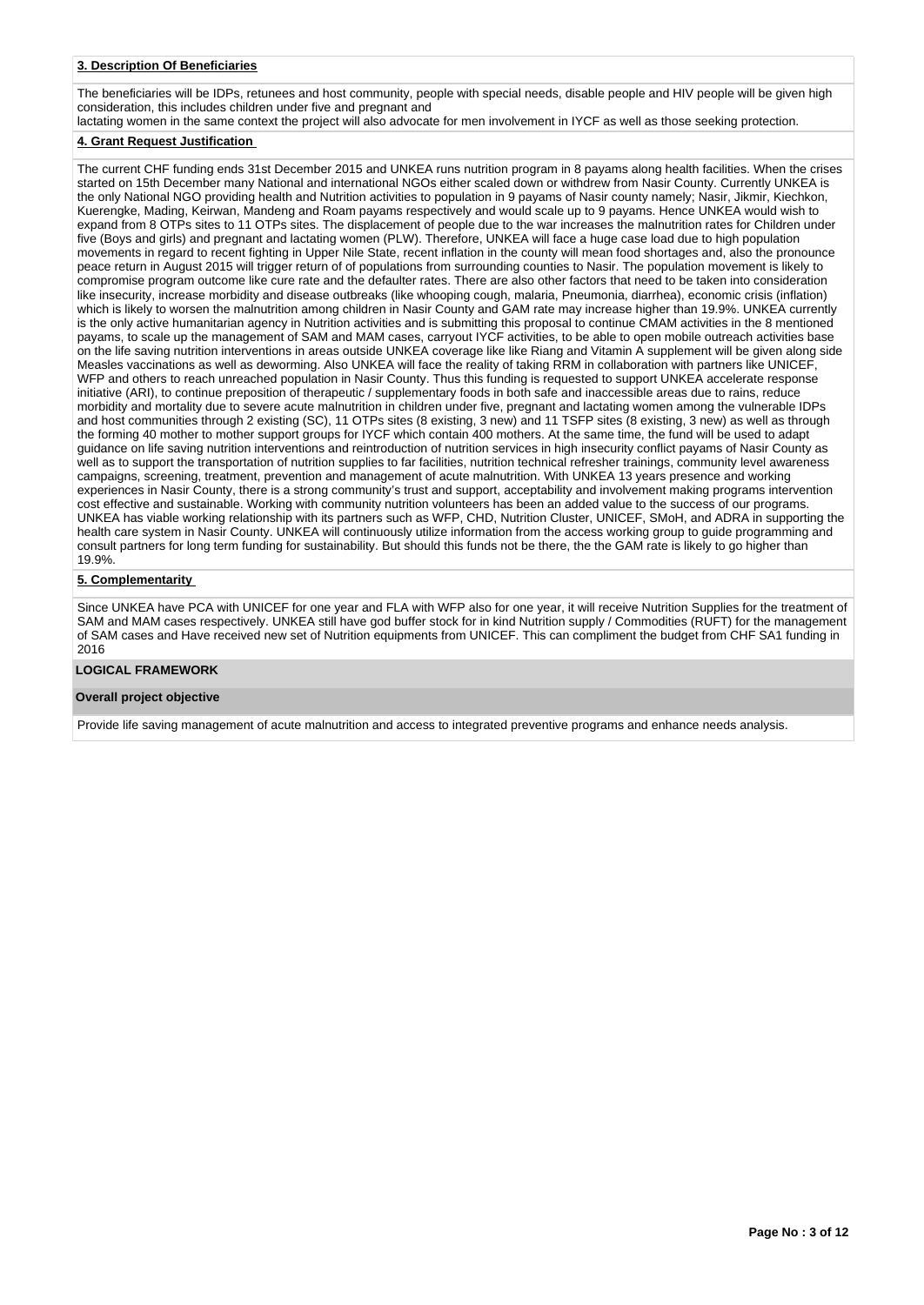### 3. Description Of Beneficiaries

The beneficiaries will be IDPs, retunees and host community, people with special needs, disable people and HIV people will be given high consideration, this includes children under five and pregnant and
lactating women in the same context the project will also advocate for men involvement in IYCF as well as those seeking protection.

### 4. Grant Request Justification

The current CHF funding ends 31st December 2015 and UNKEA runs nutrition program in 8 payams along health facilities. When the crises started on 15th December many National and international NGOs either scaled down or withdrew from Nasir County. Currently UNKEA is the only National NGO providing health and Nutrition activities to population in 9 payams of Nasir county namely; Nasir, Jikmir, Kiechkon, Kuerengke, Mading, Keirwan, Mandeng and Roam payams respectively and would scale up to 9 payams. Hence UNKEA would wish to expand from 8 OTPs sites to 11 OTPs sites. The displacement of people due to the war increases the malnutrition rates for Children under five (Boys and girls) and pregnant and lactating women (PLW). Therefore, UNKEA will face a huge case load due to high population movements in regard to recent fighting in Upper Nile State, recent inflation in the county will mean food shortages and, also the pronounce peace return in August 2015 will trigger return of of populations from surrounding counties to Nasir. The population movement is likely to compromise program outcome like cure rate and the defaulter rates. There are also other factors that need to be taken into consideration like insecurity, increase morbidity and disease outbreaks (like whooping cough, malaria, Pneumonia, diarrhea), economic crisis (inflation) which is likely to worsen the malnutrition among children in Nasir County and GAM rate may increase higher than 19.9%. UNKEA currently is the only active humanitarian agency in Nutrition activities and is submitting this proposal to continue CMAM activities in the 8 mentioned payams, to scale up the management of SAM and MAM cases, carryout IYCF activities, to be able to open mobile outreach activities base on the life saving nutrition interventions in areas outside UNKEA coverage like like Riang and Vitamin A supplement will be given along side Measles vaccinations as well as deworming. Also UNKEA will face the reality of taking RRM in collaboration with partners like UNICEF, WFP and others to reach unreached population in Nasir County. Thus this funding is requested to support UNKEA accelerate response initiative (ARI), to continue preposition of therapeutic / supplementary foods in both safe and inaccessible areas due to rains, reduce morbidity and mortality due to severe acute malnutrition in children under five, pregnant and lactating women among the vulnerable IDPs and host communities through 2 existing (SC), 11 OTPs sites (8 existing, 3 new) and 11 TSFP sites (8 existing, 3 new) as well as through the forming 40 mother to mother support groups for IYCF which contain 400 mothers. At the same time, the fund will be used to adapt guidance on life saving nutrition interventions and reintroduction of nutrition services in high insecurity conflict payams of Nasir County as well as to support the transportation of nutrition supplies to far facilities, nutrition technical refresher trainings, community level awareness campaigns, screening, treatment, prevention and management of acute malnutrition. With UNKEA 13 years presence and working experiences in Nasir County, there is a strong community's trust and support, acceptability and involvement making programs intervention cost effective and sustainable. Working with community nutrition volunteers has been an added value to the success of our programs. UNKEA has viable working relationship with its partners such as WFP, CHD, Nutrition Cluster, UNICEF, SMoH, and ADRA in supporting the health care system in Nasir County. UNKEA will continuously utilize information from the access working group to guide programming and consult partners for long term funding for sustainability. But should this funds not be there, the the GAM rate is likely to go higher than 19.9%.

### 5. Complementarity

Since UNKEA have PCA with UNICEF for one year and FLA with WFP also for one year, it will receive Nutrition Supplies for the treatment of SAM and MAM cases respectively. UNKEA still have god buffer stock for in kind Nutrition supply / Commodities (RUFT) for the management of SAM cases and Have received new set of Nutrition equipments from UNICEF. This can compliment the budget from CHF SA1 funding in 2016

## LOGICAL FRAMEWORK

### Overall project objective

Provide life saving management of acute malnutrition and access to integrated preventive programs and enhance needs analysis.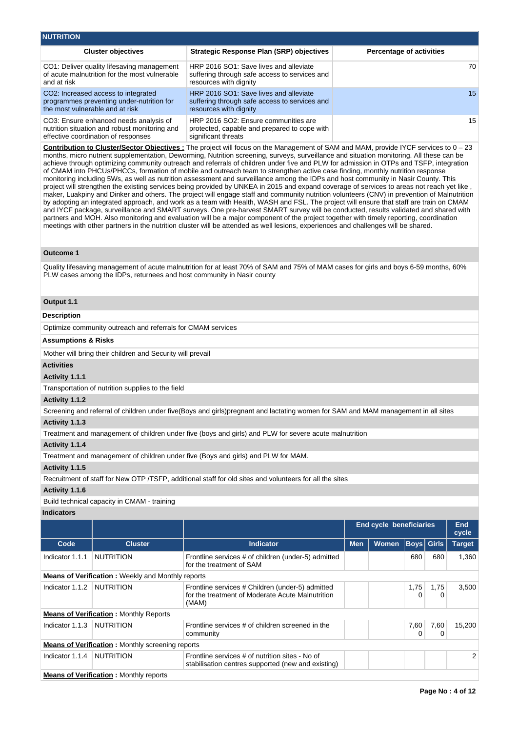## NUTRITION

| Cluster objectives | Strategic Response Plan (SRP) objectives | Percentage of activities |
|---|---|---|
| CO1: Deliver quality lifesaving management of acute malnutrition for the most vulnerable and at risk | HRP 2016 SO1: Save lives and alleviate suffering through safe access to services and resources with dignity | 70 |
| CO2: Increased access to integrated programmes preventing under-nutrition for the most vulnerable and at risk | HRP 2016 SO1: Save lives and alleviate suffering through safe access to services and resources with dignity | 15 |
| CO3: Ensure enhanced needs analysis of nutrition situation and robust monitoring and effective coordination of responses | HRP 2016 SO2: Ensure communities are protected, capable and prepared to cope with significant threats | 15 |

**Contribution to Cluster/Sector Objectives :** The project will focus on the Management of SAM and MAM, provide IYCF services to 0 – 23 months, micro nutrient supplementation, Deworming, Nutrition screening, surveys, surveillance and situation monitoring. All these can be achieve through optimizing community outreach and referrals of children under five and PLW for admission in OTPs and TSFP, integration of CMAM into PHCUs/PHCCs, formation of mobile and outreach team to strengthen active case finding, monthly nutrition response monitoring including 5Ws, as well as nutrition assessment and surveillance among the IDPs and host community in Nasir County. This project will strengthen the existing services being provided by UNKEA in 2015 and expand coverage of services to areas not reach yet like , maker, Luakpiny and Dinker and others. The project will engage staff and community nutrition volunteers (CNV) in prevention of Malnutrition by adopting an integrated approach, and work as a team with Health, WASH and FSL. The project will ensure that staff are train on CMAM and IYCF package, surveillance and SMART surveys. One pre-harvest SMART survey will be conducted, results validated and shared with partners and MOH. Also monitoring and evaluation will be a major component of the project together with timely reporting, coordination meetings with other partners in the nutrition cluster will be attended as well lesions, experiences and challenges will be shared.

### Outcome 1

Quality lifesaving management of acute malnutrition for at least 70% of SAM and 75% of MAM cases for girls and boys 6-59 months, 60% PLW cases among the IDPs, returnees and host community in Nasir county

### Output 1.1

**Description**

Optimize community outreach and referrals for CMAM services

**Assumptions & Risks**

Mother will bring their children and Security will prevail

**Activities**

**Activity 1.1.1**

Transportation of nutrition supplies to the field

**Activity 1.1.2**

Screening and referral of children under five(Boys and girls)pregnant and lactating women for SAM and MAM management in all sites

**Activity 1.1.3**

Treatment and management of children under five (boys and girls) and PLW for severe acute malnutrition

**Activity 1.1.4**

Treatment and management of children under five (Boys and girls) and PLW for MAM.

**Activity 1.1.5**

Recruitment of staff for New OTP /TSFP, additional staff for old sites and volunteers for all the sites

**Activity 1.1.6**

Build technical capacity in CMAM - training

**Indicators**

| | | | End cycle beneficiaries | | | | End cycle |
|---|---|---|---|---|---|---|---|
| **Code** | **Cluster** | **Indicator** | **Men** | **Women** | **Boys** | **Girls** | **Target** |
| Indicator 1.1.1 | NUTRITION | Frontline services # of children (under-5) admitted for the treatment of SAM | | | 680 | 680 | 1,360 |
| **Means of Verification :** Weekly and Monthly reports | | | | | | | |
| Indicator 1.1.2 | NUTRITION | Frontline services # Children (under-5) admitted for the treatment of Moderate Acute Malnutrition (MAM) | | | 1,750 | 1,750 | 3,500 |
| **Means of Verification :** Monthly Reports | | | | | | | |
| Indicator 1.1.3 | NUTRITION | Frontline services # of children screened in the community | | | 7,600 | 7,600 | 15,200 |
| **Means of Verification :** Monthly screening reports | | | | | | | |
| Indicator 1.1.4 | NUTRITION | Frontline services # of nutrition sites - No of stabilisation centres supported (new and existing) | | | | | 2 |
| **Means of Verification :** Monthly reports | | | | | | | |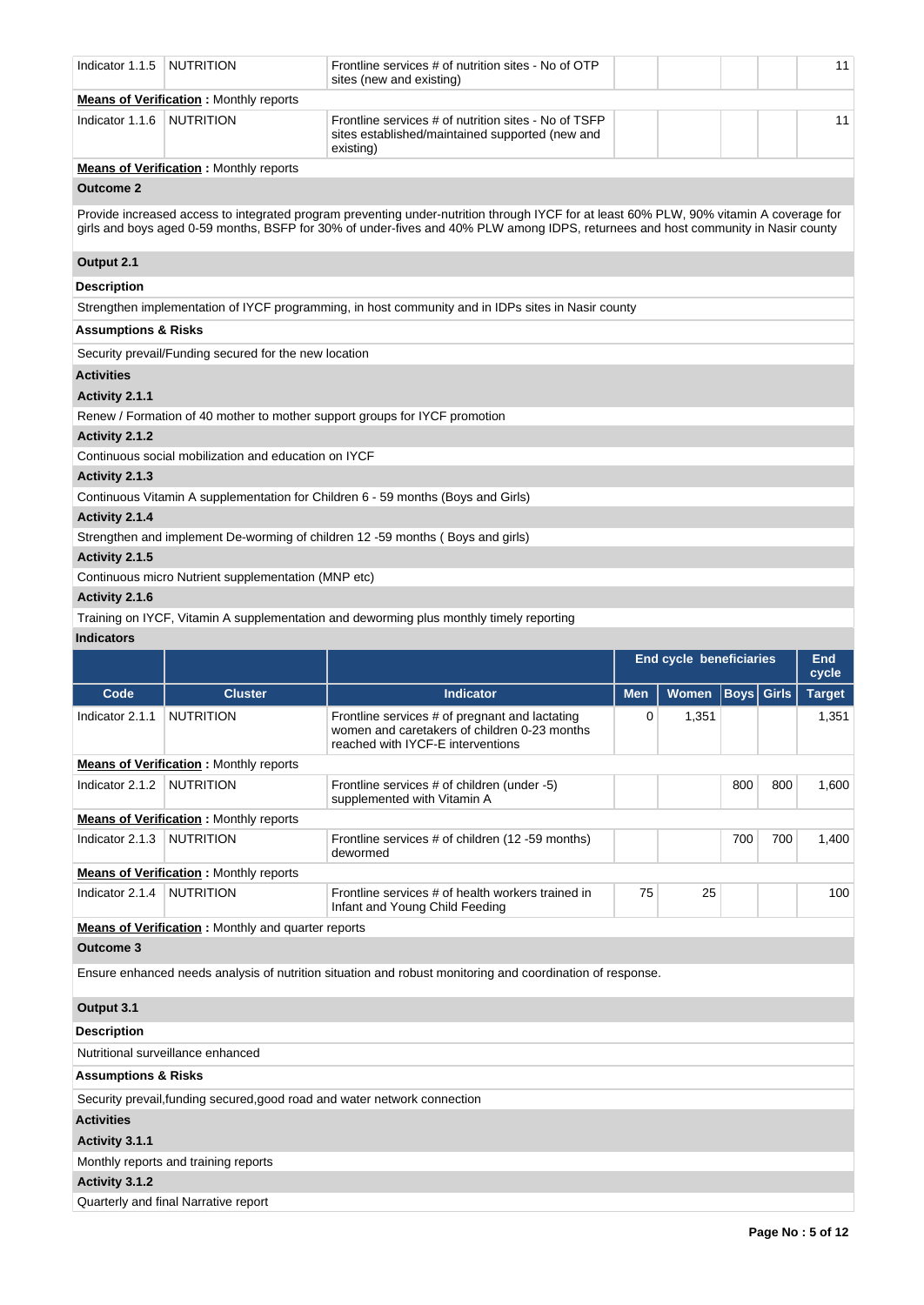| Code | Cluster | Indicator | Men | Women | Boys | Girls | Target |
|---|---|---|---|---|---|---|---|
| Indicator 1.1.5 | NUTRITION | Frontline services # of nutrition sites - No of OTP sites (new and existing) | | | | | 11 |

**Means of Verification** : Monthly reports

| Code | Cluster | Indicator | Men | Women | Boys | Girls | Target |
|---|---|---|---|---|---|---|---|
| Indicator 1.1.6 | NUTRITION | Frontline services # of nutrition sites - No of TSFP sites established/maintained supported (new and existing) | | | | | 11 |

**Means of Verification** : Monthly reports

**Outcome 2**

Provide increased access to integrated program preventing under-nutrition through IYCF for at least 60% PLW, 90% vitamin A coverage for girls and boys aged 0-59 months, BSFP for 30% of under-fives and 40% PLW among IDPS, returnees and host community in Nasir county

**Output 2.1**

**Description**

Strengthen implementation of IYCF programming, in host community and in IDPs sites in Nasir county

**Assumptions & Risks**

Security prevail/Funding secured for the new location

**Activities**

**Activity 2.1.1**

Renew / Formation of 40 mother to mother support groups for IYCF promotion

**Activity 2.1.2**

Continuous social mobilization and education on IYCF

**Activity 2.1.3**

Continuous Vitamin A supplementation for Children 6 - 59 months (Boys and Girls)

**Activity 2.1.4**

Strengthen and implement De-worming of children 12 -59 months ( Boys and girls)

**Activity 2.1.5**

Continuous micro Nutrient supplementation (MNP etc)

**Activity 2.1.6**

Training on IYCF, Vitamin A supplementation and deworming plus monthly timely reporting

**Indicators**

| | | | End cycle beneficiaries | | | | End cycle |
|---|---|---|---|---|---|---|---|
| **Code** | **Cluster** | **Indicator** | **Men** | **Women** | **Boys** | **Girls** | **Target** |
| Indicator 2.1.1 | NUTRITION | Frontline services # of pregnant and lactating women and caretakers of children 0-23 months reached with IYCF-E interventions | 0 | 1,351 | | | 1,351 |

**Means of Verification** : Monthly reports

| Code | Cluster | Indicator | Men | Women | Boys | Girls | Target |
|---|---|---|---|---|---|---|---|
| Indicator 2.1.2 | NUTRITION | Frontline services # of children (under -5) supplemented with Vitamin A | | | 800 | 800 | 1,600 |

**Means of Verification** : Monthly reports

| Code | Cluster | Indicator | Men | Women | Boys | Girls | Target |
|---|---|---|---|---|---|---|---|
| Indicator 2.1.3 | NUTRITION | Frontline services # of children (12 -59 months) dewormed | | | 700 | 700 | 1,400 |

**Means of Verification** : Monthly reports

| Code | Cluster | Indicator | Men | Women | Boys | Girls | Target |
|---|---|---|---|---|---|---|---|
| Indicator 2.1.4 | NUTRITION | Frontline services # of health workers trained in Infant and Young Child Feeding | 75 | 25 | | | 100 |

**Means of Verification** : Monthly and quarter reports

**Outcome 3**

Ensure enhanced needs analysis of nutrition situation and robust monitoring and coordination of response.

**Output 3.1**

**Description**

Nutritional surveillance enhanced

**Assumptions & Risks**

Security prevail,funding secured,good road and water network connection

**Activities**

**Activity 3.1.1**

Monthly reports and training reports

**Activity 3.1.2**

Quarterly and final Narrative report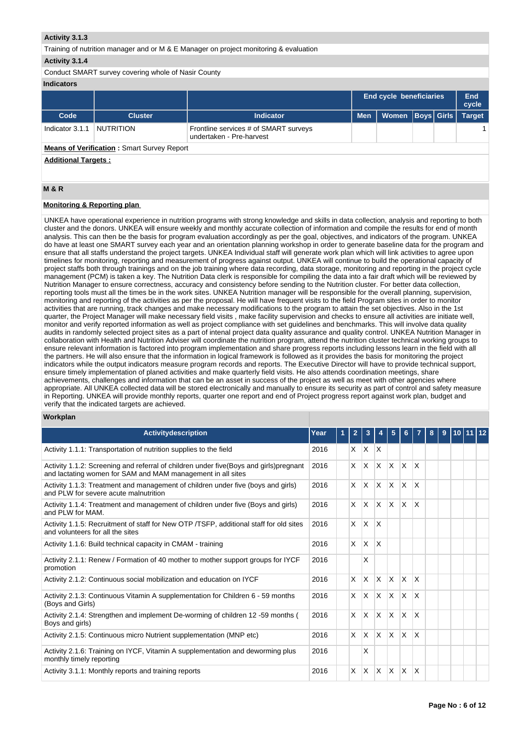**Activity 3.1.3**

Training of nutrition manager and or M & E Manager on project monitoring & evaluation

**Activity 3.1.4**

Conduct SMART survey covering whole of Nasir County

**Indicators**

| | | | End cycle beneficiaries | | | | End cycle |
|---|---|---|---|---|---|---|---|
| **Code** | **Cluster** | **Indicator** | **Men** | **Women** | **Boys** | **Girls** | **Target** |
| Indicator 3.1.1 | NUTRITION | Frontline services # of SMART surveys undertaken - Pre-harvest | | | | | 1 |

**Means of Verification :** Smart Survey Report

**Additional Targets :**

**M & R**

**Monitoring & Reporting plan**

UNKEA have operational experience in nutrition programs with strong knowledge and skills in data collection, analysis and reporting to both cluster and the donors. UNKEA will ensure weekly and monthly accurate collection of information and compile the results for end of month analysis. This can then be the basis for program evaluation accordingly as per the goal, objectives, and indicators of the program. UNKEA do have at least one SMART survey each year and an orientation planning workshop in order to generate baseline data for the program and ensure that all staffs understand the project targets. UNKEA Individual staff will generate work plan which will link activities to agree upon timelines for monitoring, reporting and measurement of progress against output. UNKEA will continue to build the operational capacity of project staffs both through trainings and on the job training where data recording, data storage, monitoring and reporting in the project cycle management (PCM) is taken a key. The Nutrition Data clerk is responsible for compiling the data into a fair draft which will be reviewed by Nutrition Manager to ensure correctness, accuracy and consistency before sending to the Nutrition cluster. For better data collection, reporting tools must all the times be in the work sites. UNKEA Nutrition manager will be responsible for the overall planning, supervision, monitoring and reporting of the activities as per the proposal. He will have frequent visits to the field Program sites in order to monitor activities that are running, track changes and make necessary modifications to the program to attain the set objectives. Also in the 1st quarter, the Project Manager will make necessary field visits , make facility supervision and checks to ensure all activities are initiate well, monitor and verify reported information as well as project compliance with set guidelines and benchmarks. This will involve data quality audits in randomly selected project sites as a part of intenal project data quality assurance and quality control. UNKEA Nutrition Manager in collaboration with Health and Nutrition Adviser will coordinate the nutrition program, attend the nutrition cluster technical working groups to ensure relevant information is factored into program implementation and share progress reports including lessons learn in the field with all the partners. He will also ensure that the information in logical framework is followed as it provides the basis for monitoring the project indicators while the output indicators measure program records and reports. The Executive Director will have to provide technical support, ensure timely implementation of planed activities and make quarterly field visits. He also attends coordination meetings, share achievements, challenges and information that can be an asset in success of the project as well as meet with other agencies where appropriate. All UNKEA collected data will be stored electronically and manually to ensure its security as part of control and safety measure in Reporting. UNKEA will provide monthly reports, quarter one report and end of Project progress report against work plan, budget and verify that the indicated targets are achieved.

**Workplan**

| Activitydescription | Year | 1 | 2 | 3 | 4 | 5 | 6 | 7 | 8 | 9 | 10 | 11 | 12 |
|---|---|---|---|---|---|---|---|---|---|---|---|---|---|
| Activity 1.1.1: Transportation of nutrition supplies to the field | 2016 | | X | X | X | | | | | | | | |
| Activity 1.1.2: Screening and referral of children under five(Boys and girls)pregnant and lactating women for SAM and MAM management in all sites | 2016 | | X | X | X | X | X | X | | | | | |
| Activity 1.1.3: Treatment and management of children under five (boys and girls) and PLW for severe acute malnutrition | 2016 | | X | X | X | X | X | X | | | | | |
| Activity 1.1.4: Treatment and management of children under five (Boys and girls) and PLW for MAM. | 2016 | | X | X | X | X | X | X | | | | | |
| Activity 1.1.5: Recruitment of staff for New OTP /TSFP, additional staff for old sites and volunteers for all the sites | 2016 | | X | X | X | | | | | | | | |
| Activity 1.1.6: Build technical capacity in CMAM - training | 2016 | | X | X | X | | | | | | | | |
| Activity 2.1.1: Renew / Formation of 40 mother to mother support groups for IYCF promotion | 2016 | | | X | | | | | | | | | |
| Activity 2.1.2: Continuous social mobilization and education on IYCF | 2016 | | X | X | X | X | X | X | | | | | |
| Activity 2.1.3: Continuous Vitamin A supplementation for Children 6 - 59 months (Boys and Girls) | 2016 | | X | X | X | X | X | X | | | | | |
| Activity 2.1.4: Strengthen and implement De-worming of children 12 -59 months ( Boys and girls) | 2016 | | X | X | X | X | X | X | | | | | |
| Activity 2.1.5: Continuous micro Nutrient supplementation (MNP etc) | 2016 | | X | X | X | X | X | X | | | | | |
| Activity 2.1.6: Training on IYCF, Vitamin A supplementation and deworming plus monthly timely reporting | 2016 | | | X | | | | | | | | | |
| Activity 3.1.1: Monthly reports and training reports | 2016 | | X | X | X | X | X | X | | | | | |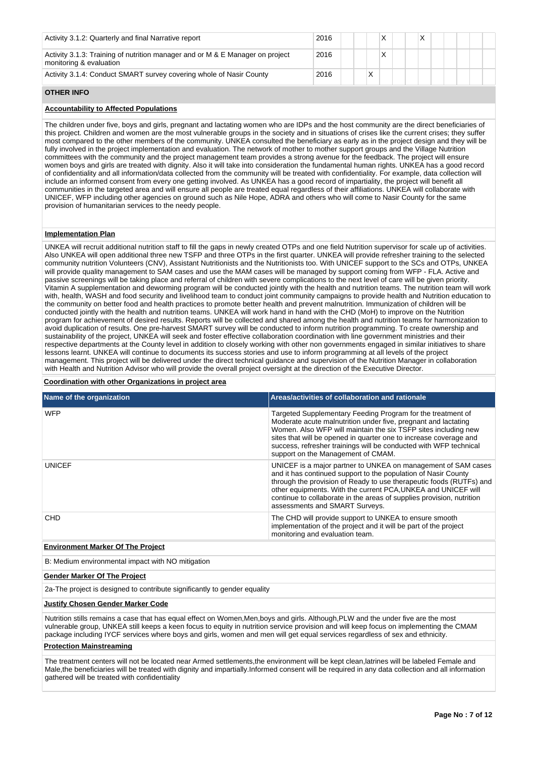| Activity | Year | 1 | 2 | 3 | 4 | 5 | 6 | 7 | 8 | 9 | 10 | 11 | 12 |
|---|---|---|---|---|---|---|---|---|---|---|---|---|---|
| Activity 3.1.2: Quarterly and final Narrative report | 2016 | | | | X | | | X | | | | | |
| Activity 3.1.3: Training of nutrition manager and or M & E Manager on project monitoring & evaluation | 2016 | | | | X | | | | | | | | |
| Activity 3.1.4: Conduct SMART survey covering whole of Nasir County | 2016 | | | X | | | | | | | | | |

## OTHER INFO

**Accountability to Affected Populations**

The children under five, boys and girls, pregnant and lactating women who are IDPs and the host community are the direct beneficiaries of this project. Children and women are the most vulnerable groups in the society and in situations of crises like the current crises; they suffer most compared to the other members of the community. UNKEA consulted the beneficiary as early as in the project design and they will be fully involved in the project implementation and evaluation. The network of mother to mother support groups and the Village Nutrition committees with the community and the project management team provides a strong avenue for the feedback. The project will ensure women boys and girls are treated with dignity. Also it will take into consideration the fundamental human rights. UNKEA has a good record of confidentiality and all information/data collected from the community will be treated with confidentiality. For example, data collection will include an informed consent from every one getting involved. As UNKEA has a good record of impartiality, the project will benefit all communities in the targeted area and will ensure all people are treated equal regardless of their affiliations. UNKEA will collaborate with UNICEF, WFP including other agencies on ground such as Nile Hope, ADRA and others who will come to Nasir County for the same provision of humanitarian services to the needy people.

**Implementation Plan**

UNKEA will recruit additional nutrition staff to fill the gaps in newly created OTPs and one field Nutrition supervisor for scale up of activities. Also UNKEA will open additional three new TSFP and three OTPs in the first quarter. UNKEA will provide refresher training to the selected community nutrition Volunteers (CNV), Assistant Nutritionists and the Nutritionists too. With UNICEF support to the SCs and OTPs, UNKEA will provide quality management to SAM cases and use the MAM cases will be managed by support coming from WFP - FLA. Active and passive screenings will be taking place and referral of children with severe complications to the next level of care will be given priority. Vitamin A supplementation and deworming program will be conducted jointly with the health and nutrition teams. The nutrition team will work with, health, WASH and food security and livelihood team to conduct joint community campaigns to provide health and Nutrition education to the community on better food and health practices to promote better health and prevent malnutrition. Immunization of children will be conducted jointly with the health and nutrition teams. UNKEA will work hand in hand with the CHD (MoH) to improve on the Nutrition program for achievement of desired results. Reports will be collected and shared among the health and nutrition teams for harmonization to avoid duplication of results. One pre-harvest SMART survey will be conducted to inform nutrition programming. To create ownership and sustainability of the project, UNKEA will seek and foster effective collaboration coordination with line government ministries and their respective departments at the County level in addition to closely working with other non governments engaged in similar initiatives to share lessons learnt. UNKEA will continue to documents its success stories and use to inform programming at all levels of the project management. This project will be delivered under the direct technical guidance and supervision of the Nutrition Manager in collaboration with Health and Nutrition Advisor who will provide the overall project oversight at the direction of the Executive Director.

**Coordination with other Organizations in project area**

| Name of the organization | Areas/activities of collaboration and rationale |
|---|---|
| WFP | Targeted Supplementary Feeding Program for the treatment of Moderate acute malnutrition under five, pregnant and lactating Women. Also WFP will maintain the six TSFP sites including new sites that will be opened in quarter one to increase coverage and success, refresher trainings will be conducted with WFP technical support on the Management of CMAM. |
| UNICEF | UNICEF is a major partner to UNKEA on management of SAM cases and it has continued support to the population of Nasir County through the provision of Ready to use therapeutic foods (RUTFs) and other equipments. With the current PCA,UNKEA and UNICEF will continue to collaborate in the areas of supplies provision, nutrition assessments and SMART Surveys. |
| CHD | The CHD will provide support to UNKEA to ensure smooth implementation of the project and it will be part of the project monitoring and evaluation team. |

**Environment Marker Of The Project**

B: Medium environmental impact with NO mitigation

**Gender Marker Of The Project**

2a-The project is designed to contribute significantly to gender equality

**Justify Chosen Gender Marker Code**

Nutrition stills remains a case that has equal effect on Women,Men,boys and girls. Although,PLW and the under five are the most vulnerable group, UNKEA still keeps a keen focus to equity in nutrition service provision and will keep focus on implementing the CMAM package including IYCF services where boys and girls, women and men will get equal services regardless of sex and ethnicity.

**Protection Mainstreaming**

The treatment centers will not be located near Armed settlements,the environment will be kept clean,latrines will be labeled Female and Male,the beneficiaries will be treated with dignity and impartially.Informed consent will be required in any data collection and all information gathered will be treated with confidentiality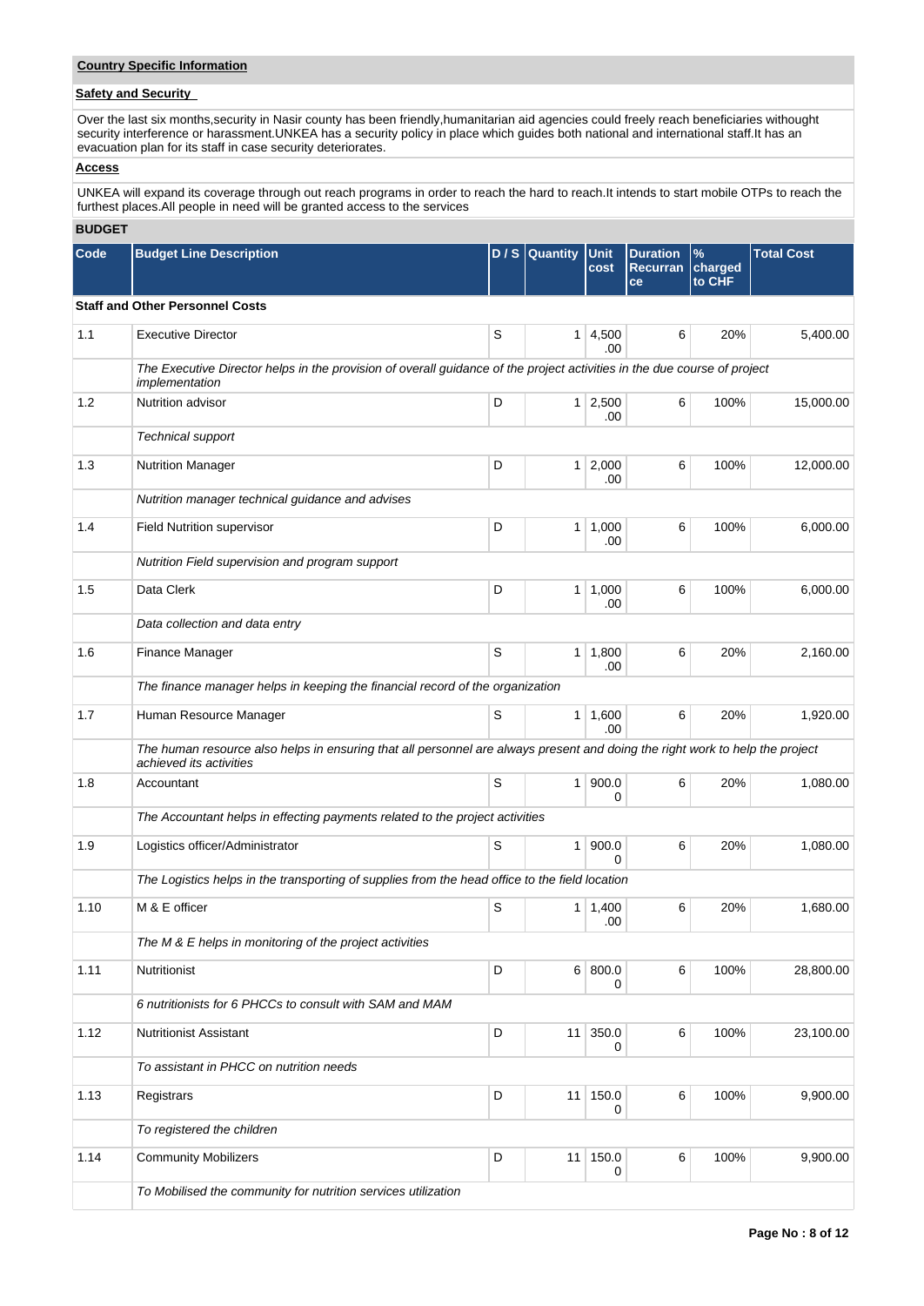## Country Specific Information

### Safety and Security

Over the last six months,security in Nasir county has been friendly,humanitarian aid agencies could freely reach beneficiaries withought security interference or harassment.UNKEA has a security policy in place which guides both national and international staff.It has an evacuation plan for its staff in case security deteriorates.

### Access

UNKEA will expand its coverage through out reach programs in order to reach the hard to reach.It intends to start mobile OTPs to reach the furthest places.All people in need will be granted access to the services

## BUDGET

| Code | Budget Line Description | D / S | Quantity | Unit cost | Duration Recurrance | % charged to CHF | Total Cost |
|---|---|---|---|---|---|---|---|
| **Staff and Other Personnel Costs** | | | | | | | |
| 1.1 | Executive Director | S | 1 | 4,500.00 | 6 | 20% | 5,400.00 |
| | *The Executive Director helps in the provision of overall guidance of the project activities in the due course of project implementation* | | | | | | |
| 1.2 | Nutrition advisor | D | 1 | 2,500.00 | 6 | 100% | 15,000.00 |
| | *Technical support* | | | | | | |
| 1.3 | Nutrition Manager | D | 1 | 2,000.00 | 6 | 100% | 12,000.00 |
| | *Nutrition manager technical guidance and advises* | | | | | | |
| 1.4 | Field Nutrition supervisor | D | 1 | 1,000.00 | 6 | 100% | 6,000.00 |
| | *Nutrition Field supervision and program support* | | | | | | |
| 1.5 | Data Clerk | D | 1 | 1,000.00 | 6 | 100% | 6,000.00 |
| | *Data collection and data entry* | | | | | | |
| 1.6 | Finance Manager | S | 1 | 1,800.00 | 6 | 20% | 2,160.00 |
| | *The finance manager helps in keeping the financial record of the organization* | | | | | | |
| 1.7 | Human Resource Manager | S | 1 | 1,600.00 | 6 | 20% | 1,920.00 |
| | *The human resource also helps in ensuring that all personnel are always present and doing the right work to help the project achieved its activities* | | | | | | |
| 1.8 | Accountant | S | 1 | 900.00 | 6 | 20% | 1,080.00 |
| | *The Accountant helps in effecting payments related to the project activities* | | | | | | |
| 1.9 | Logistics officer/Administrator | S | 1 | 900.00 | 6 | 20% | 1,080.00 |
| | *The Logistics helps in the transporting of supplies from the head office to the field location* | | | | | | |
| 1.10 | M & E officer | S | 1 | 1,400.00 | 6 | 20% | 1,680.00 |
| | *The M & E helps in monitoring of the project activities* | | | | | | |
| 1.11 | Nutritionist | D | 6 | 800.00 | 6 | 100% | 28,800.00 |
| | *6 nutritionists for 6 PHCCs to consult with SAM and MAM* | | | | | | |
| 1.12 | Nutritionist Assistant | D | 11 | 350.00 | 6 | 100% | 23,100.00 |
| | *To assistant in PHCC on nutrition needs* | | | | | | |
| 1.13 | Registrars | D | 11 | 150.00 | 6 | 100% | 9,900.00 |
| | *To registered the children* | | | | | | |
| 1.14 | Community Mobilizers | D | 11 | 150.00 | 6 | 100% | 9,900.00 |
| | *To Mobilised the community for nutrition services utilization* | | | | | | |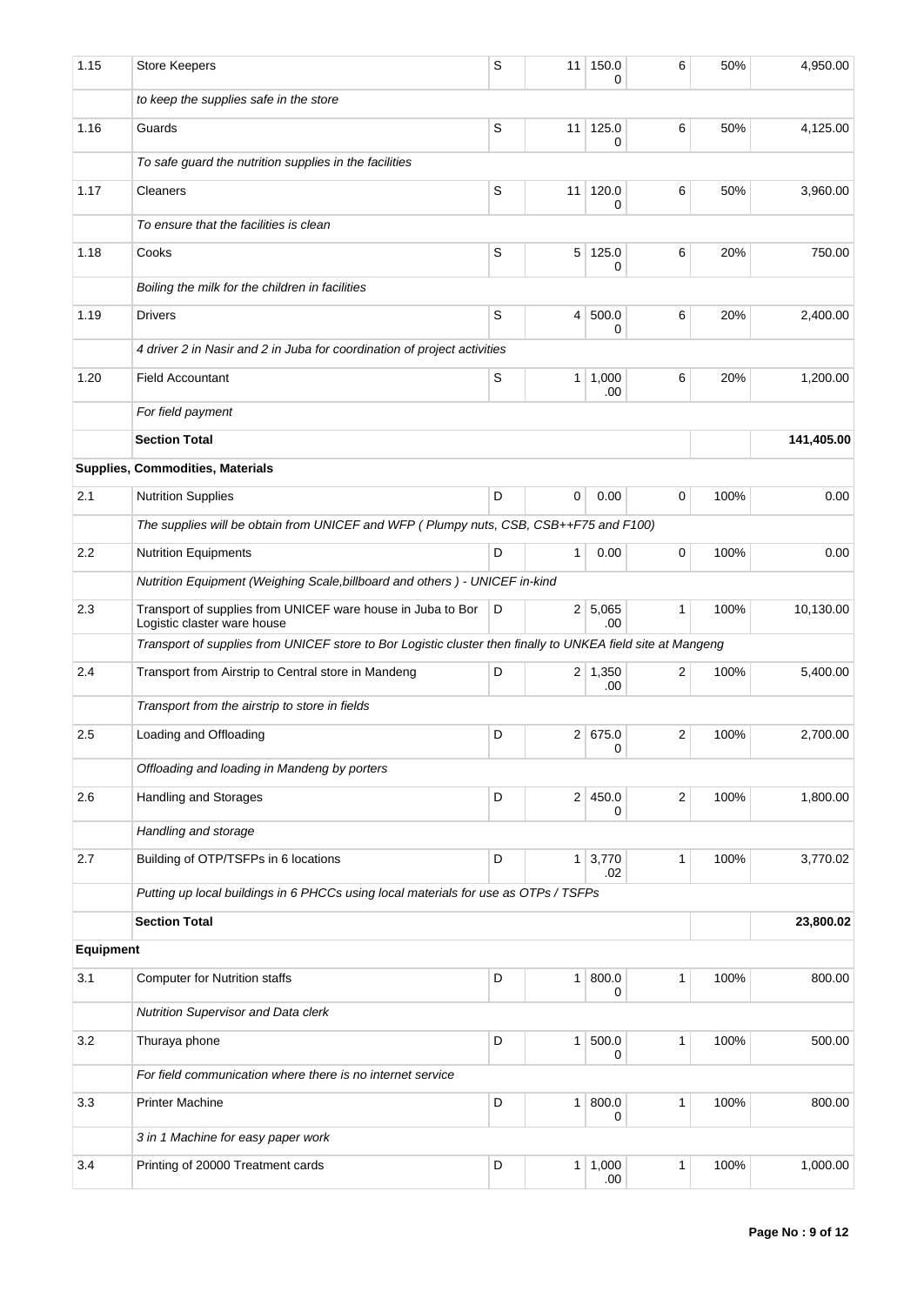| | | | | | | | |
|---|---|---|---|---|---|---|---|
| 1.15 | Store Keepers | S | 11 | 150.00 | 6 | 50% | 4,950.00 |
| | *to keep the supplies safe in the store* | | | | | | |
| 1.16 | Guards | S | 11 | 125.00 | 6 | 50% | 4,125.00 |
| | *To safe guard the nutrition supplies in the facilities* | | | | | | |
| 1.17 | Cleaners | S | 11 | 120.00 | 6 | 50% | 3,960.00 |
| | *To ensure that the facilities is clean* | | | | | | |
| 1.18 | Cooks | S | 5 | 125.00 | 6 | 20% | 750.00 |
| | *Boiling the milk for the children in facilities* | | | | | | |
| 1.19 | Drivers | S | 4 | 500.00 | 6 | 20% | 2,400.00 |
| | *4 driver 2 in Nasir and 2 in Juba for coordination of project activities* | | | | | | |
| 1.20 | Field Accountant | S | 1 | 1,000.00 | 6 | 20% | 1,200.00 |
| | *For field payment* | | | | | | |
| | **Section Total** | | | | | | **141,405.00** |
| **Supplies, Commodities, Materials** | | | | | | | |
| 2.1 | Nutrition Supplies | D | 0 | 0.00 | 0 | 100% | 0.00 |
| | *The supplies will be obtain from UNICEF and WFP ( Plumpy nuts, CSB, CSB++F75 and F100)* | | | | | | |
| 2.2 | Nutrition Equipments | D | 1 | 0.00 | 0 | 100% | 0.00 |
| | *Nutrition Equipment (Weighing Scale,billboard and others ) - UNICEF in-kind* | | | | | | |
| 2.3 | Transport of supplies from UNICEF ware house in Juba to Bor Logistic claster ware house | D | 2 | 5,065.00 | 1 | 100% | 10,130.00 |
| | *Transport of supplies from UNICEF store to Bor Logistic cluster then finally to UNKEA field site at Mangeng* | | | | | | |
| 2.4 | Transport from Airstrip to Central store in Mandeng | D | 2 | 1,350.00 | 2 | 100% | 5,400.00 |
| | *Transport from the airstrip to store in fields* | | | | | | |
| 2.5 | Loading and Offloading | D | 2 | 675.00 | 2 | 100% | 2,700.00 |
| | *Offloading and loading in Mandeng by porters* | | | | | | |
| 2.6 | Handling and Storages | D | 2 | 450.00 | 2 | 100% | 1,800.00 |
| | *Handling and storage* | | | | | | |
| 2.7 | Building of OTP/TSFPs in 6 locations | D | 1 | 3,770.02 | 1 | 100% | 3,770.02 |
| | *Putting up local buildings in 6 PHCCs using local materials for use as OTPs / TSFPs* | | | | | | |
| | **Section Total** | | | | | | **23,800.02** |
| **Equipment** | | | | | | | |
| 3.1 | Computer for Nutrition staffs | D | 1 | 800.00 | 1 | 100% | 800.00 |
| | *Nutrition Supervisor and Data clerk* | | | | | | |
| 3.2 | Thuraya phone | D | 1 | 500.00 | 1 | 100% | 500.00 |
| | *For field communication where there is no internet service* | | | | | | |
| 3.3 | Printer Machine | D | 1 | 800.00 | 1 | 100% | 800.00 |
| | *3 in 1 Machine for easy paper work* | | | | | | |
| 3.4 | Printing of 20000 Treatment cards | D | 1 | 1,000.00 | 1 | 100% | 1,000.00 |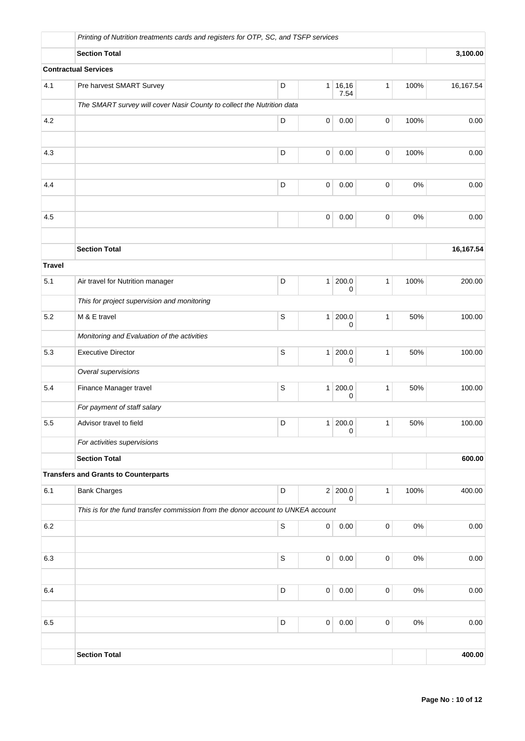| | | | | | | | |
|---|---|---|---|---|---|---|---|
| | *Printing of Nutrition treatments cards and registers for OTP, SC, and TSFP services* | | | | | | |
| | **Section Total** | | | | | | **3,100.00** |
| **Contractual Services** | | | | | | | |
| 4.1 | Pre harvest SMART Survey | D | 1 | 16,167.54 | 1 | 100% | 16,167.54 |
| | *The SMART survey will cover Nasir County to collect the Nutrition data* | | | | | | |
| 4.2 | | D | 0 | 0.00 | 0 | 100% | 0.00 |
| | | | | | | | |
| 4.3 | | D | 0 | 0.00 | 0 | 100% | 0.00 |
| | | | | | | | |
| 4.4 | | D | 0 | 0.00 | 0 | 0% | 0.00 |
| | | | | | | | |
| 4.5 | | | 0 | 0.00 | 0 | 0% | 0.00 |
| | | | | | | | |
| | **Section Total** | | | | | | **16,167.54** |
| **Travel** | | | | | | | |
| 5.1 | Air travel for Nutrition manager | D | 1 | 200.00 | 1 | 100% | 200.00 |
| | *This for project supervision and monitoring* | | | | | | |
| 5.2 | M & E travel | S | 1 | 200.00 | 1 | 50% | 100.00 |
| | *Monitoring and Evaluation of the activities* | | | | | | |
| 5.3 | Executive Director | S | 1 | 200.00 | 1 | 50% | 100.00 |
| | *Overal supervisions* | | | | | | |
| 5.4 | Finance Manager travel | S | 1 | 200.00 | 1 | 50% | 100.00 |
| | *For payment of staff salary* | | | | | | |
| 5.5 | Advisor travel to field | D | 1 | 200.00 | 1 | 50% | 100.00 |
| | *For activities supervisions* | | | | | | |
| | **Section Total** | | | | | | **600.00** |
| **Transfers and Grants to Counterparts** | | | | | | | |
| 6.1 | Bank Charges | D | 2 | 200.00 | 1 | 100% | 400.00 |
| | *This is for the fund transfer commission from the donor account to UNKEA account* | | | | | | |
| 6.2 | | S | 0 | 0.00 | 0 | 0% | 0.00 |
| | | | | | | | |
| 6.3 | | S | 0 | 0.00 | 0 | 0% | 0.00 |
| | | | | | | | |
| 6.4 | | D | 0 | 0.00 | 0 | 0% | 0.00 |
| | | | | | | | |
| 6.5 | | D | 0 | 0.00 | 0 | 0% | 0.00 |
| | | | | | | | |
| | **Section Total** | | | | | | **400.00** |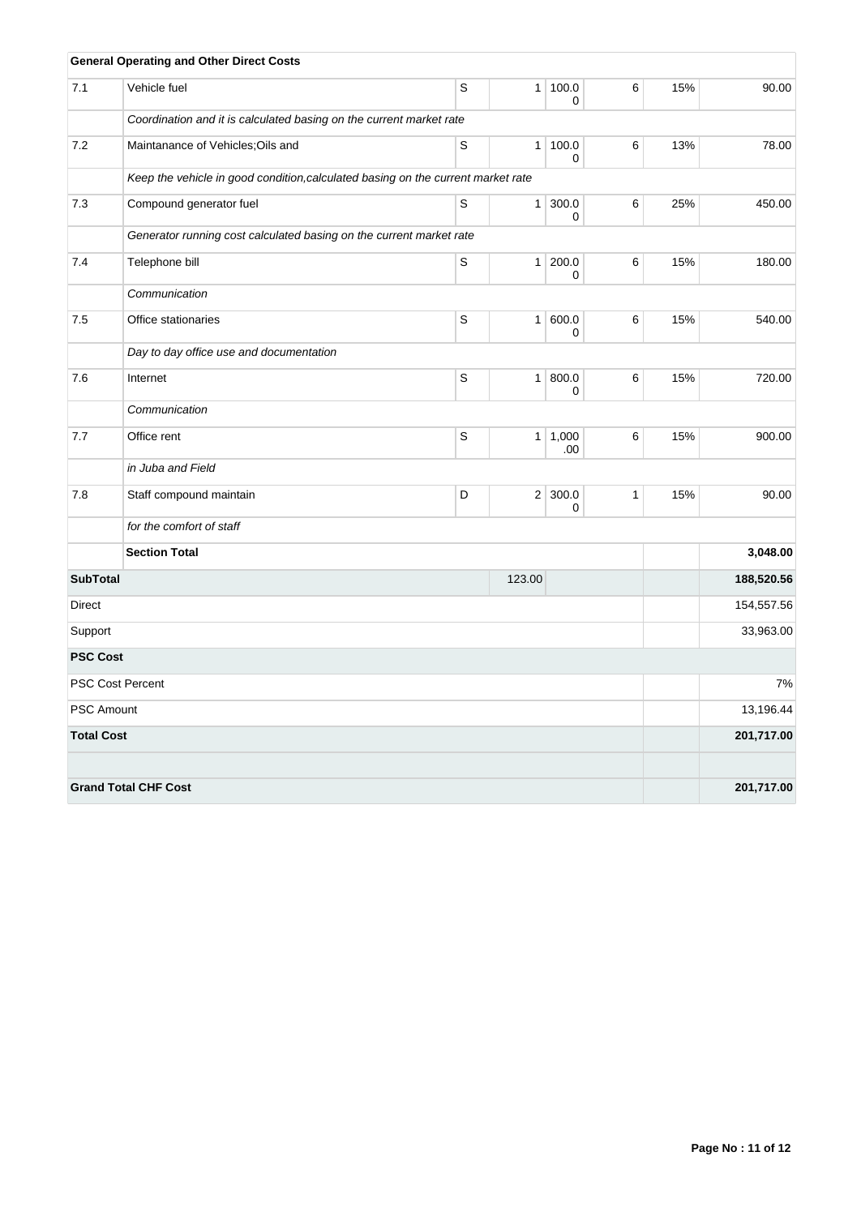| | General Operating and Other Direct Costs | | | | | | |
|---|---|---|---|---|---|---|---|
| 7.1 | Vehicle fuel | S | 1 | 100.00 | 6 | 15% | 90.00 |
| | *Coordination and it is calculated basing on the current market rate* | | | | | | |
| 7.2 | Maintanance of Vehicles;Oils and | S | 1 | 100.00 | 6 | 13% | 78.00 |
| | *Keep the vehicle in good condition,calculated basing on the current market rate* | | | | | | |
| 7.3 | Compound generator fuel | S | 1 | 300.00 | 6 | 25% | 450.00 |
| | *Generator running cost calculated basing on the current market rate* | | | | | | |
| 7.4 | Telephone bill | S | 1 | 200.00 | 6 | 15% | 180.00 |
| | *Communication* | | | | | | |
| 7.5 | Office stationaries | S | 1 | 600.00 | 6 | 15% | 540.00 |
| | *Day to day office use and documentation* | | | | | | |
| 7.6 | Internet | S | 1 | 800.00 | 6 | 15% | 720.00 |
| | *Communication* | | | | | | |
| 7.7 | Office rent | S | 1 | 1,000.00 | 6 | 15% | 900.00 |
| | *in Juba and Field* | | | | | | |
| 7.8 | Staff compound maintain | D | 2 | 300.00 | 1 | 15% | 90.00 |
| | *for the comfort of staff* | | | | | | |
| | **Section Total** | | | | | | **3,048.00** |
| **SubTotal** | | | 123.00 | | | | **188,520.56** |
| Direct | | | | | | | 154,557.56 |
| Support | | | | | | | 33,963.00 |
| **PSC Cost** | | | | | | | |
| PSC Cost Percent | | | | | | | 7% |
| PSC Amount | | | | | | | 13,196.44 |
| **Total Cost** | | | | | | | **201,717.00** |
| | | | | | | | |
| **Grand Total CHF Cost** | | | | | | | **201,717.00** |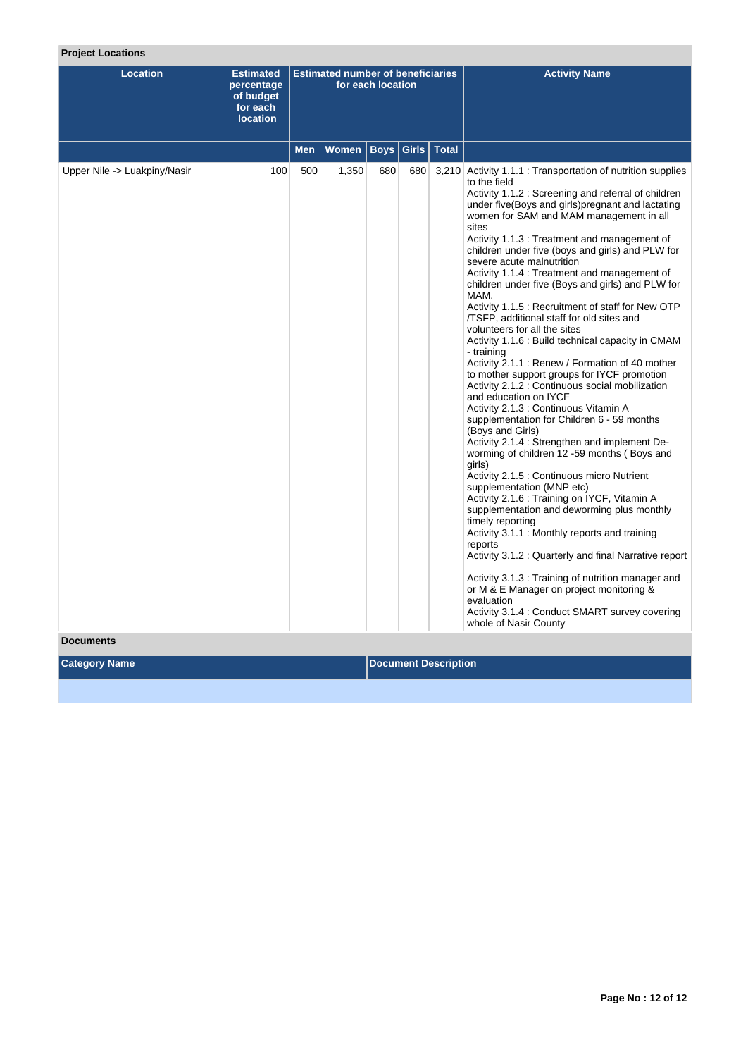**Project Locations**

| Location | Estimated percentage of budget for each location | Estimated number of beneficiaries for each location | | | | | Activity Name |
|---|---|---|---|---|---|---|---|
| | | Men | Women | Boys | Girls | Total | |
| Upper Nile -> Luakpiny/Nasir | 100 | 500 | 1,350 | 680 | 680 | 3,210 | Activity 1.1.1 : Transportation of nutrition supplies to the field<br>Activity 1.1.2 : Screening and referral of children under five(Boys and girls)pregnant and lactating women for SAM and MAM management in all sites<br>Activity 1.1.3 : Treatment and management of children under five (boys and girls) and PLW for severe acute malnutrition<br>Activity 1.1.4 : Treatment and management of children under five (Boys and girls) and PLW for MAM.<br>Activity 1.1.5 : Recruitment of staff for New OTP /TSFP, additional staff for old sites and volunteers for all the sites<br>Activity 1.1.6 : Build technical capacity in CMAM - training<br>Activity 2.1.1 : Renew / Formation of 40 mother to mother support groups for IYCF promotion<br>Activity 2.1.2 : Continuous social mobilization and education on IYCF<br>Activity 2.1.3 : Continuous Vitamin A supplementation for Children 6 - 59 months (Boys and Girls)<br>Activity 2.1.4 : Strengthen and implement De-worming of children 12 -59 months ( Boys and girls)<br>Activity 2.1.5 : Continuous micro Nutrient supplementation (MNP etc)<br>Activity 2.1.6 : Training on IYCF, Vitamin A supplementation and deworming plus monthly timely reporting<br>Activity 3.1.1 : Monthly reports and training reports<br>Activity 3.1.2 : Quarterly and final Narrative report<br>Activity 3.1.3 : Training of nutrition manager and or M & E Manager on project monitoring & evaluation<br>Activity 3.1.4 : Conduct SMART survey covering whole of Nasir County |

**Documents**

| Category Name | Document Description |
|---|---|
| | |